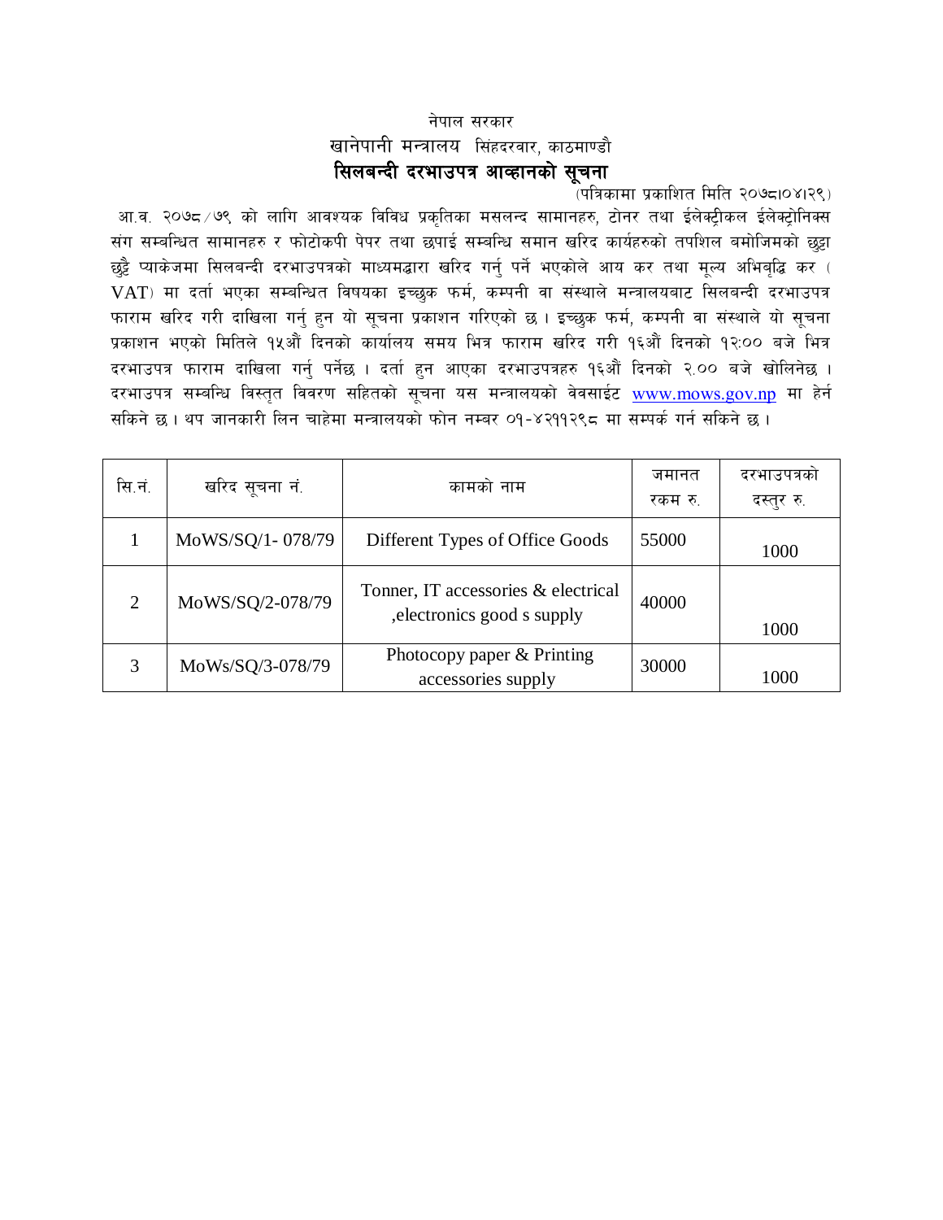नेपाल सरकार

खानेपानी मन्त्रालय सिंहदरबार, काठमाण्डौ

# सिलबन्दी दरभाउपत्र आव्हानको सूचना

(पत्रिकामा प्रकाशित मिति २०७८।०४।२९)

आ.व. २०७८/७९ को लागि आवश्यक विविध प्रकृतिका मसलन्द सामानहरु, टोनर तथा ईलेक्ट्रीकल ईलेक्ट्रोनिक्स संग सम्बन्धित सामानहरु र फोटोकपी पेपर तथा छपाई सम्बन्धि समान खरिद कार्यहरुको तपशिल बमोजिमको छुट्टा छुट्टै प्याकेजमा सिलबन्दी दरभाउपत्रको माध्यमद्धारा खरिद गर्नु पर्ने भएकोले आय कर तथा मूल्य अभिबृद्धि कर ( VAT) मा दर्ता भएका सम्बन्धित विषयका इच्छुक फर्म, कम्पनी वा संस्थाले मन्त्रालयबाट सिलबन्दी दरभाउपत्र फाराम खरिद गरी दाखिला गर्नु हुन यो सूचना प्रकाशन गरिएको छ । इच्छुक फर्म, कम्पनी वा संस्थाले यो सूचना प्रकाशन भएको मितिले १५औं दिनको कार्यालय समय भित्र फाराम खरिद गरी १६औं दिनको १२:०० बजे भित्र दरभाउपत्र फाराम दाखिला गर्नु पर्नेछ । दर्ता हुन आएका दरभाउपत्रहरु १६औं दिनको २.०० बजे खोलिनेछ । दरभाउपत्र सम्बन्धि विस्तृत विवरण सहितको सूचना यस मन्त्रालयको वेवसाईट www.mows.gov.np मा हेर्न सकिने छ । थप जानकारी लिन चाहेमा मन्त्रालयको फोन नम्बर ०१-४२११२९८ मा सम्पर्क गर्न सकिने छ ।

| सि.नं. | खरिद सूचना नं. | कामको नाम | जमानत रकम रु. | दरभाउपत्रको दस्तुर रु. |
|---|---|---|---|---|
| 1 | MoWS/SQ/1- 078/79 | Different Types of Office Goods | 55000 | 1000 |
| 2 | MoWS/SQ/2-078/79 | Tonner, IT accessories & electrical ,electronics good s supply | 40000 | 1000 |
| 3 | MoWs/SQ/3-078/79 | Photocopy paper & Printing accessories supply | 30000 | 1000 |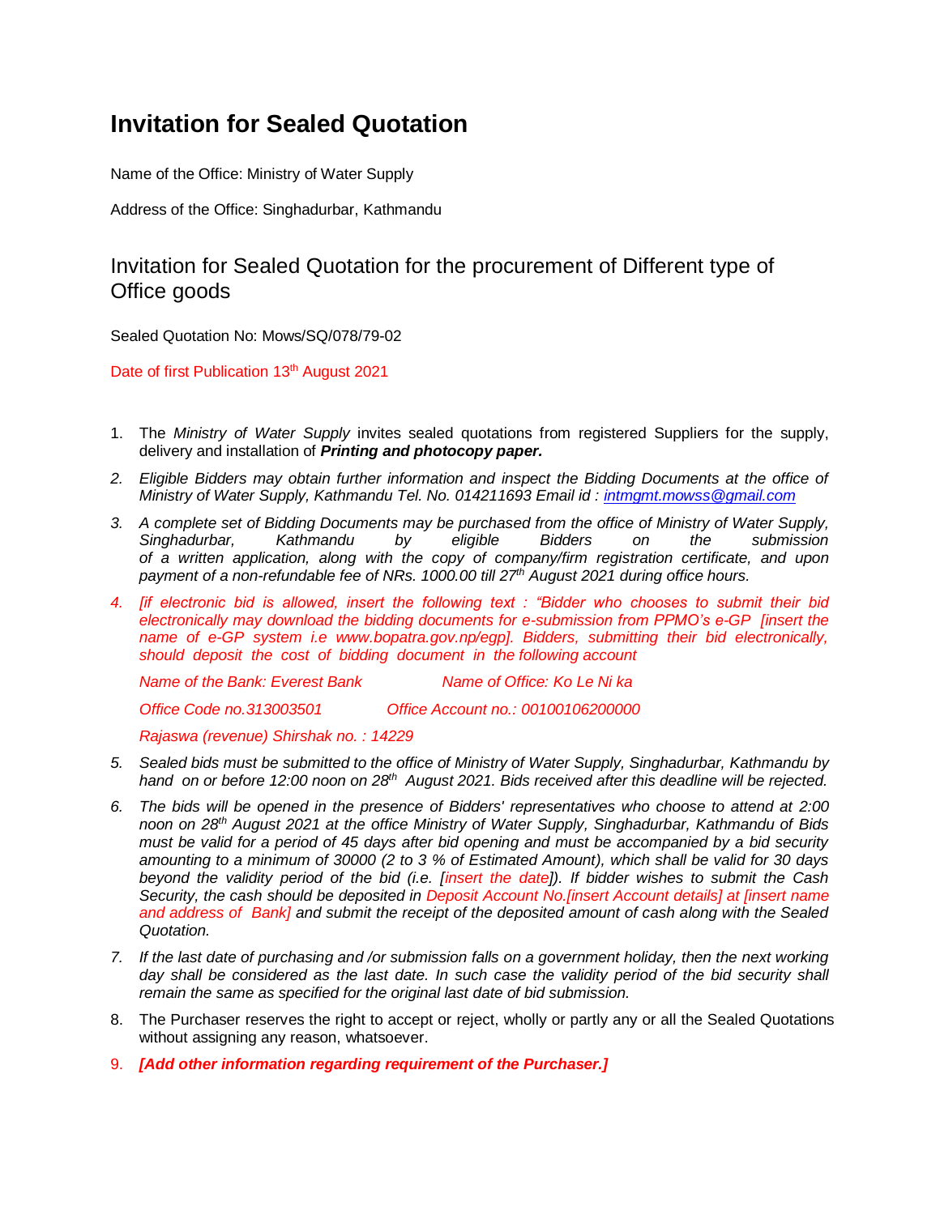# Invitation for Sealed Quotation

Name of the Office: Ministry of Water Supply

Address of the Office: Singhadurbar, Kathmandu

## Invitation for Sealed Quotation for the procurement of Different type of Office goods

Sealed Quotation No: Mows/SQ/078/79-02

Date of first Publication 13th August 2021

1. The *Ministry of Water Supply* invites sealed quotations from registered Suppliers for the supply, delivery and installation of ***Printing and photocopy paper.***
2. *Eligible Bidders may obtain further information and inspect the Bidding Documents at the office of Ministry of Water Supply, Kathmandu Tel. No. 014211693 Email id : intmgmt.mowss@gmail.com*
3. *A complete set of Bidding Documents may be purchased from the office of Ministry of Water Supply, Singhadurbar, Kathmandu by eligible Bidders on the submission of a written application, along with the copy of company/firm registration certificate, and upon payment of a non-refundable fee of NRs. 1000.00 till 27th August 2021 during office hours.*
4. *[if electronic bid is allowed, insert the following text : "Bidder who chooses to submit their bid electronically may download the bidding documents for e-submission from PPMO's e-GP [insert the name of e-GP system i.e www.bopatra.gov.np/egp]. Bidders, submitting their bid electronically, should deposit the cost of bidding document in the following account*

   *Name of the Bank: Everest Bank* *Name of Office: Ko Le Ni ka*

   *Office Code no.313003501* *Office Account no.: 00100106200000*

   *Rajaswa (revenue) Shirshak no. : 14229*
5. *Sealed bids must be submitted to the office of Ministry of Water Supply, Singhadurbar, Kathmandu by hand on or before 12:00 noon on 28th August 2021. Bids received after this deadline will be rejected.*
6. *The bids will be opened in the presence of Bidders' representatives who choose to attend at 2:00 noon on 28th August 2021 at the office Ministry of Water Supply, Singhadurbar, Kathmandu of Bids must be valid for a period of 45 days after bid opening and must be accompanied by a bid security amounting to a minimum of 30000 (2 to 3 % of Estimated Amount), which shall be valid for 30 days beyond the validity period of the bid (i.e. [insert the date]). If bidder wishes to submit the Cash Security, the cash should be deposited in Deposit Account No.[insert Account details] at [insert name and address of Bank] and submit the receipt of the deposited amount of cash along with the Sealed Quotation.*
7. *If the last date of purchasing and /or submission falls on a government holiday, then the next working day shall be considered as the last date. In such case the validity period of the bid security shall remain the same as specified for the original last date of bid submission.*
8. The Purchaser reserves the right to accept or reject, wholly or partly any or all the Sealed Quotations without assigning any reason, whatsoever.
9. ***[Add other information regarding requirement of the Purchaser.]***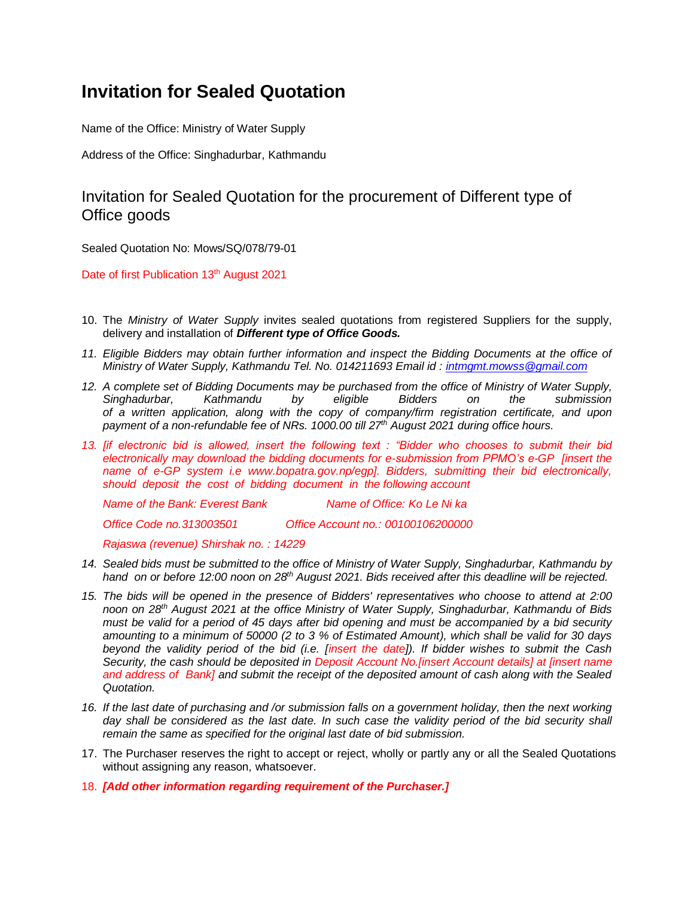# Invitation for Sealed Quotation

Name of the Office: Ministry of Water Supply

Address of the Office: Singhadurbar, Kathmandu

## Invitation for Sealed Quotation for the procurement of Different type of Office goods

Sealed Quotation No: Mows/SQ/078/79-01

Date of first Publication 13th August 2021

10. The *Ministry of Water Supply* invites sealed quotations from registered Suppliers for the supply, delivery and installation of ***Different type of Office Goods.***
11. *Eligible Bidders may obtain further information and inspect the Bidding Documents at the office of Ministry of Water Supply, Kathmandu Tel. No. 014211693 Email id : intmgmt.mowss@gmail.com*
12. *A complete set of Bidding Documents may be purchased from the office of Ministry of Water Supply, Singhadurbar, Kathmandu by eligible Bidders on the submission of a written application, along with the copy of company/firm registration certificate, and upon payment of a non-refundable fee of NRs. 1000.00 till 27th August 2021 during office hours.*
13. *[if electronic bid is allowed, insert the following text : "Bidder who chooses to submit their bid electronically may download the bidding documents for e-submission from PPMO's e-GP [insert the name of e-GP system i.e www.bopatra.gov.np/egp]. Bidders, submitting their bid electronically, should deposit the cost of bidding document in the following account*

    *Name of the Bank: Everest Bank Name of Office: Ko Le Ni ka*

    *Office Code no.313003501 Office Account no.: 00100106200000*

    *Rajaswa (revenue) Shirshak no. : 14229*
14. *Sealed bids must be submitted to the office of Ministry of Water Supply, Singhadurbar, Kathmandu by hand on or before 12:00 noon on 28th August 2021. Bids received after this deadline will be rejected.*
15. *The bids will be opened in the presence of Bidders' representatives who choose to attend at 2:00 noon on 28th August 2021 at the office Ministry of Water Supply, Singhadurbar, Kathmandu of Bids must be valid for a period of 45 days after bid opening and must be accompanied by a bid security amounting to a minimum of 50000 (2 to 3 % of Estimated Amount), which shall be valid for 30 days beyond the validity period of the bid (i.e. [insert the date]). If bidder wishes to submit the Cash Security, the cash should be deposited in Deposit Account No.[insert Account details] at [insert name and address of Bank] and submit the receipt of the deposited amount of cash along with the Sealed Quotation.*
16. *If the last date of purchasing and /or submission falls on a government holiday, then the next working day shall be considered as the last date. In such case the validity period of the bid security shall remain the same as specified for the original last date of bid submission.*
17. The Purchaser reserves the right to accept or reject, wholly or partly any or all the Sealed Quotations without assigning any reason, whatsoever.
18. ***[Add other information regarding requirement of the Purchaser.]***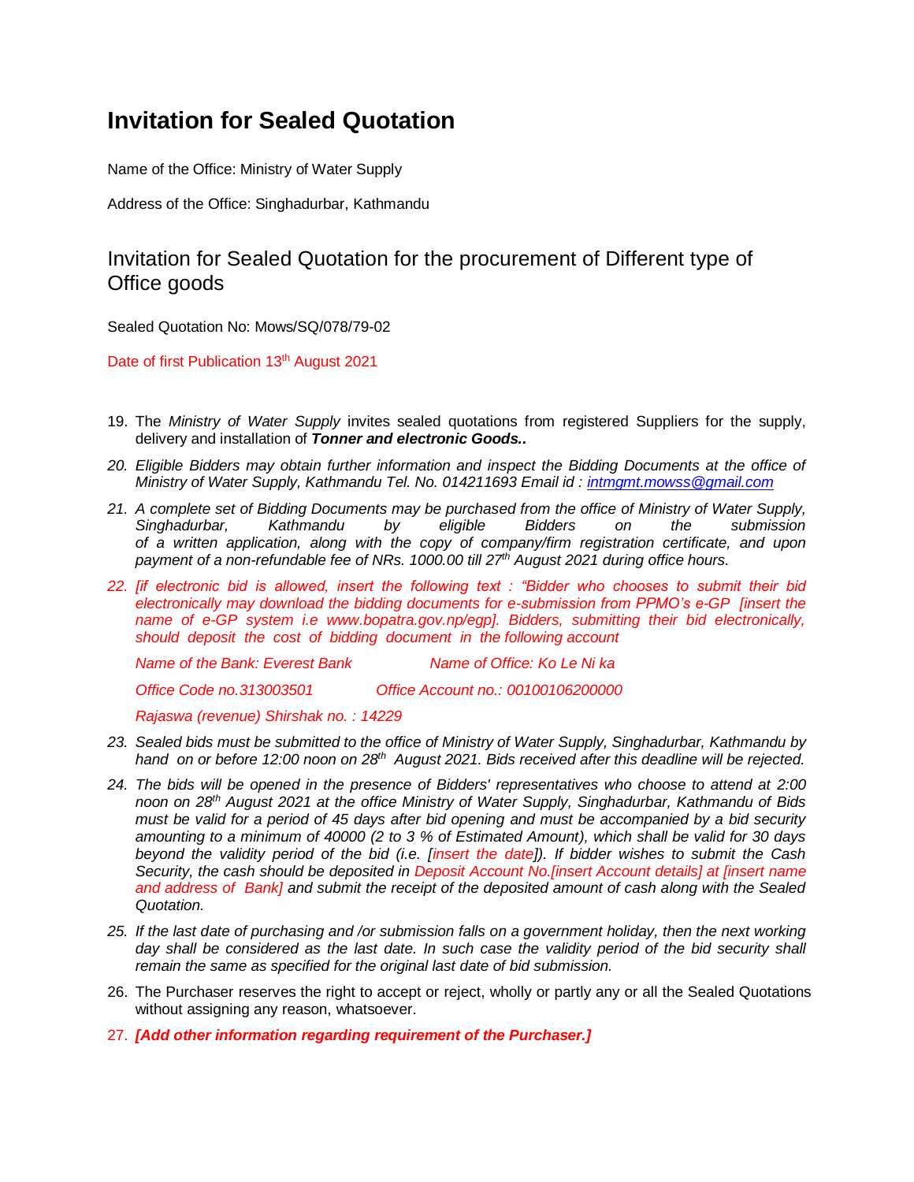# Invitation for Sealed Quotation

Name of the Office: Ministry of Water Supply

Address of the Office: Singhadurbar, Kathmandu

## Invitation for Sealed Quotation for the procurement of Different type of Office goods

Sealed Quotation No: Mows/SQ/078/79-02

Date of first Publication 13th August 2021

19. The *Ministry of Water Supply* invites sealed quotations from registered Suppliers for the supply, delivery and installation of ***Tonner and electronic Goods..***
20. *Eligible Bidders may obtain further information and inspect the Bidding Documents at the office of Ministry of Water Supply, Kathmandu Tel. No. 014211693 Email id : intmgmt.mowss@gmail.com*
21. *A complete set of Bidding Documents may be purchased from the office of Ministry of Water Supply, Singhadurbar, Kathmandu by eligible Bidders on the submission of a written application, along with the copy of company/firm registration certificate, and upon payment of a non-refundable fee of NRs. 1000.00 till 27th August 2021 during office hours.*
22. *[if electronic bid is allowed, insert the following text : "Bidder who chooses to submit their bid electronically may download the bidding documents for e-submission from PPMO's e-GP [insert the name of e-GP system i.e www.bopatra.gov.np/egp]. Bidders, submitting their bid electronically, should deposit the cost of bidding document in the following account*

    *Name of the Bank: Everest Bank* *Name of Office: Ko Le Ni ka*

    *Office Code no.313003501* *Office Account no.: 00100106200000*

    *Rajaswa (revenue) Shirshak no. : 14229*
23. *Sealed bids must be submitted to the office of Ministry of Water Supply, Singhadurbar, Kathmandu by hand on or before 12:00 noon on 28th August 2021. Bids received after this deadline will be rejected.*
24. *The bids will be opened in the presence of Bidders' representatives who choose to attend at 2:00 noon on 28th August 2021 at the office Ministry of Water Supply, Singhadurbar, Kathmandu of Bids must be valid for a period of 45 days after bid opening and must be accompanied by a bid security amounting to a minimum of 40000 (2 to 3 % of Estimated Amount), which shall be valid for 30 days beyond the validity period of the bid (i.e. [insert the date]). If bidder wishes to submit the Cash Security, the cash should be deposited in Deposit Account No.[insert Account details] at [insert name and address of Bank] and submit the receipt of the deposited amount of cash along with the Sealed Quotation.*
25. *If the last date of purchasing and /or submission falls on a government holiday, then the next working day shall be considered as the last date. In such case the validity period of the bid security shall remain the same as specified for the original last date of bid submission.*
26. The Purchaser reserves the right to accept or reject, wholly or partly any or all the Sealed Quotations without assigning any reason, whatsoever.
27. ***[Add other information regarding requirement of the Purchaser.]***